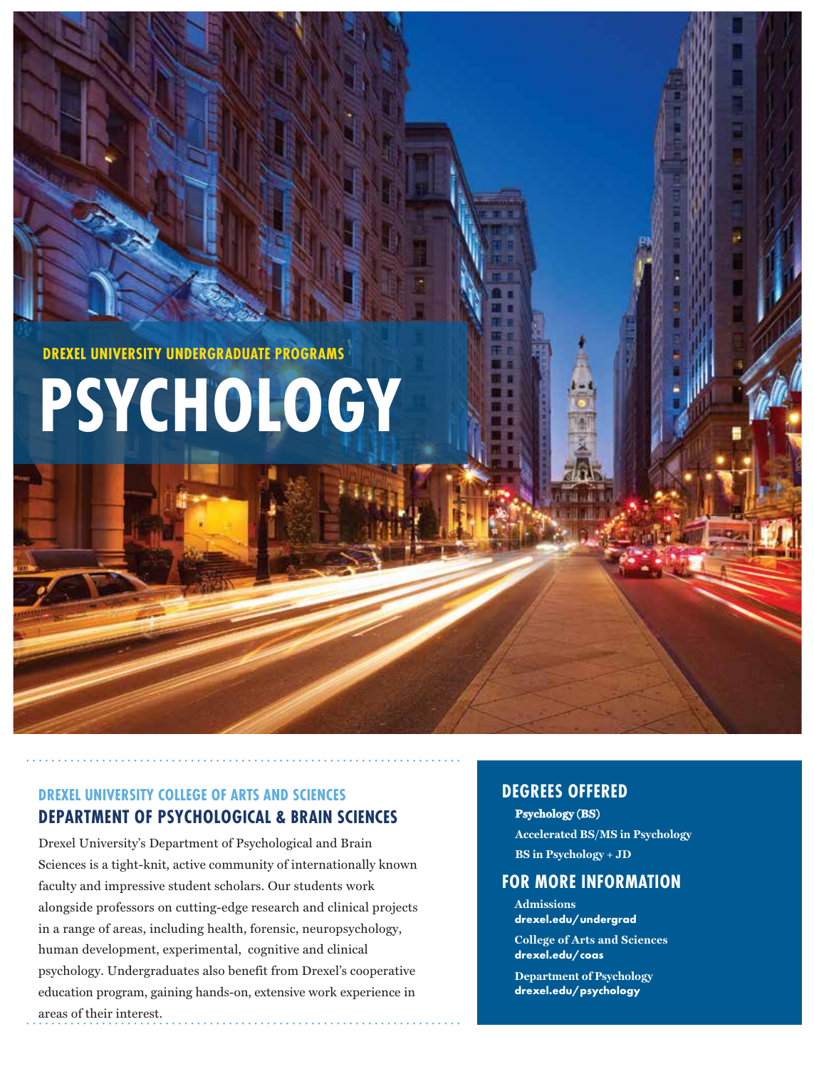DREXEL UNIVERSITY UNDERGRADUATE PROGRAMS

# PSYCHOLOGY

DREXEL UNIVERSITY COLLEGE OF ARTS AND SCIENCES

## DEPARTMENT OF PSYCHOLOGICAL & BRAIN SCIENCES

Drexel University's Department of Psychological and Brain Sciences is a tight-knit, active community of internationally known faculty and impressive student scholars. Our students work alongside professors on cutting-edge research and clinical projects in a range of areas, including health, forensic, neuropsychology, human development, experimental, cognitive and clinical psychology. Undergraduates also benefit from Drexel's cooperative education program, gaining hands-on, extensive work experience in areas of their interest.

## DEGREES OFFERED

**Psychology (BS)**

**Accelerated BS/MS in Psychology**

**BS in Psychology + JD**

## FOR MORE INFORMATION

**Admissions**
**drexel.edu/undergrad**

**College of Arts and Sciences**
**drexel.edu/coas**

**Department of Psychology**
**drexel.edu/psychology**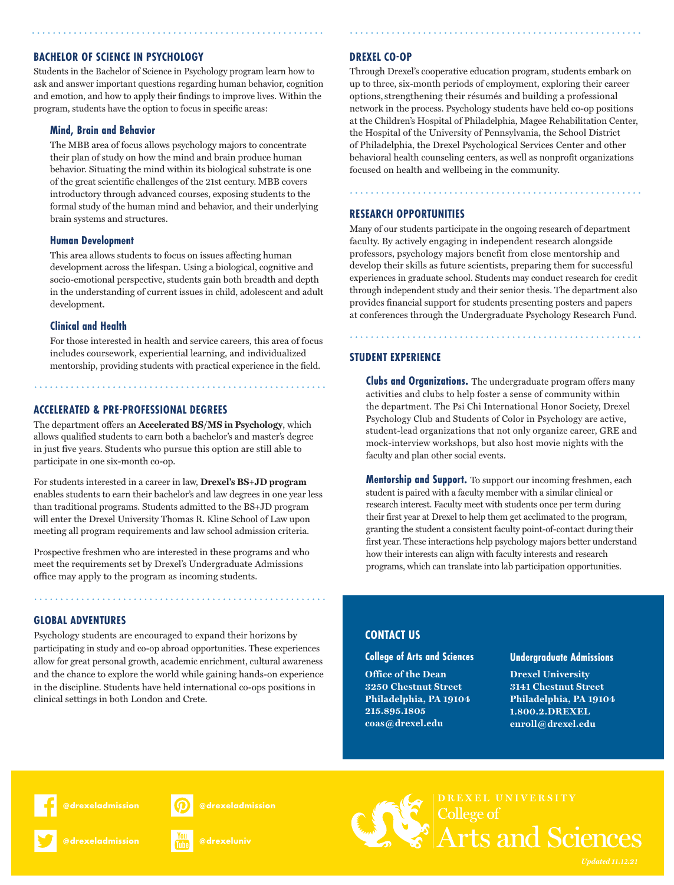## BACHELOR OF SCIENCE IN PSYCHOLOGY

Students in the Bachelor of Science in Psychology program learn how to ask and answer important questions regarding human behavior, cognition and emotion, and how to apply their findings to improve lives. Within the program, students have the option to focus in specific areas:

### Mind, Brain and Behavior

The MBB area of focus allows psychology majors to concentrate their plan of study on how the mind and brain produce human behavior. Situating the mind within its biological substrate is one of the great scientific challenges of the 21st century. MBB covers introductory through advanced courses, exposing students to the formal study of the human mind and behavior, and their underlying brain systems and structures.

### Human Development

This area allows students to focus on issues affecting human development across the lifespan. Using a biological, cognitive and socio-emotional perspective, students gain both breadth and depth in the understanding of current issues in child, adolescent and adult development.

### Clinical and Health

For those interested in health and service careers, this area of focus includes coursework, experiential learning, and individualized mentorship, providing students with practical experience in the field.

## ACCELERATED & PRE-PROFESSIONAL DEGREES

The department offers an **Accelerated BS/MS in Psychology**, which allows qualified students to earn both a bachelor's and master's degree in just five years. Students who pursue this option are still able to participate in one six-month co-op.

For students interested in a career in law, **Drexel's BS+JD program** enables students to earn their bachelor's and law degrees in one year less than traditional programs. Students admitted to the BS+JD program will enter the Drexel University Thomas R. Kline School of Law upon meeting all program requirements and law school admission criteria.

Prospective freshmen who are interested in these programs and who meet the requirements set by Drexel's Undergraduate Admissions office may apply to the program as incoming students.

## GLOBAL ADVENTURES

Psychology students are encouraged to expand their horizons by participating in study and co-op abroad opportunities. These experiences allow for great personal growth, academic enrichment, cultural awareness and the chance to explore the world while gaining hands-on experience in the discipline. Students have held international co-ops positions in clinical settings in both London and Crete.

## DREXEL CO-OP

Through Drexel's cooperative education program, students embark on up to three, six-month periods of employment, exploring their career options, strengthening their résumés and building a professional network in the process. Psychology students have held co-op positions at the Children's Hospital of Philadelphia, Magee Rehabilitation Center, the Hospital of the University of Pennsylvania, the School District of Philadelphia, the Drexel Psychological Services Center and other behavioral health counseling centers, as well as nonprofit organizations focused on health and wellbeing in the community.

## RESEARCH OPPORTUNITIES

Many of our students participate in the ongoing research of department faculty. By actively engaging in independent research alongside professors, psychology majors benefit from close mentorship and develop their skills as future scientists, preparing them for successful experiences in graduate school. Students may conduct research for credit through independent study and their senior thesis. The department also provides financial support for students presenting posters and papers at conferences through the Undergraduate Psychology Research Fund.

## STUDENT EXPERIENCE

**Clubs and Organizations.** The undergraduate program offers many activities and clubs to help foster a sense of community within the department. The Psi Chi International Honor Society, Drexel Psychology Club and Students of Color in Psychology are active, student-lead organizations that not only organize career, GRE and mock-interview workshops, but also host movie nights with the faculty and plan other social events.

**Mentorship and Support.** To support our incoming freshmen, each student is paired with a faculty member with a similar clinical or research interest. Faculty meet with students once per term during their first year at Drexel to help them get acclimated to the program, granting the student a consistent faculty point-of-contact during their first year. These interactions help psychology majors better understand how their interests can align with faculty interests and research programs, which can translate into lab participation opportunities.

## CONTACT US

**College of Arts and Sciences**

**Office of the Dean**
**3250 Chestnut Street**
**Philadelphia, PA 19104**
**215.895.1805**
**coas@drexel.edu**

**Undergraduate Admissions**

**Drexel University**
**3141 Chestnut Street**
**Philadelphia, PA 19104**
**1.800.2.DREXEL**
**enroll@drexel.edu**

@drexeladmission
@drexeladmission
@drexeladmission
@drexeluniv

DREXEL UNIVERSITY
College of Arts and Sciences

*Updated 11.12.21*